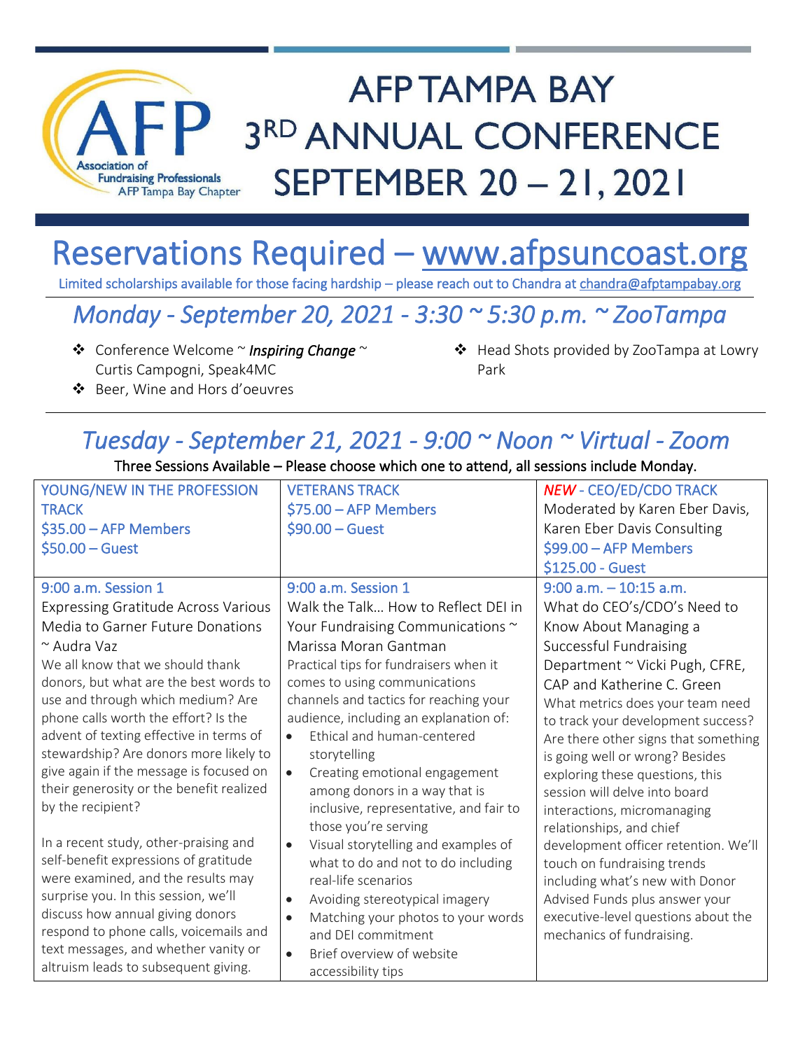# AFP TAMPA BAY 3RD ANNUAL CONFERENCE SEPTEMBER 20 – 21, 2021

Association of Fundraising Professionals AFP Tampa Bay Chapter

## Reservations Required – www.afpsuncoast.org

Limited scholarships available for those facing hardship – please reach out to Chandra at chandra@afptampabay.org

## *Monday - September 20, 2021 - 3:30 ~ 5:30 p.m. ~ ZooTampa*

- Conference Welcome ~ ***Inspiring Change*** ~ Curtis Campogni, Speak4MC
- Beer, Wine and Hors d'oeuvres
- Head Shots provided by ZooTampa at Lowry Park

## *Tuesday - September 21, 2021 - 9:00 ~ Noon ~ Virtual - Zoom*

Three Sessions Available – Please choose which one to attend, all sessions include Monday.

| YOUNG/NEW IN THE PROFESSION TRACK<br>$35.00 – AFP Members<br>$50.00 – Guest | VETERANS TRACK<br>$75.00 – AFP Members<br>$90.00 – Guest | *NEW* - CEO/ED/CDO TRACK<br>Moderated by Karen Eber Davis, Karen Eber Davis Consulting<br>$99.00 – AFP Members<br>$125.00 - Guest |
|---|---|---|
| 9:00 a.m. Session 1<br>Expressing Gratitude Across Various Media to Garner Future Donations ~ Audra Vaz<br>We all know that we should thank donors, but what are the best words to use and through which medium? Are phone calls worth the effort? Is the advent of texting effective in terms of stewardship? Are donors more likely to give again if the message is focused on their generosity or the benefit realized by the recipient?<br><br>In a recent study, other-praising and self-benefit expressions of gratitude were examined, and the results may surprise you. In this session, we'll discuss how annual giving donors respond to phone calls, voicemails and text messages, and whether vanity or altruism leads to subsequent giving. | 9:00 a.m. Session 1<br>Walk the Talk… How to Reflect DEI in Your Fundraising Communications ~ Marissa Moran Gantman<br>Practical tips for fundraisers when it comes to using communications channels and tactics for reaching your audience, including an explanation of:<br>• Ethical and human-centered storytelling<br>• Creating emotional engagement among donors in a way that is inclusive, representative, and fair to those you're serving<br>• Visual storytelling and examples of what to do and not to do including real-life scenarios<br>• Avoiding stereotypical imagery<br>• Matching your photos to your words and DEI commitment<br>• Brief overview of website accessibility tips | 9:00 a.m. – 10:15 a.m.<br>What do CEO's/CDO's Need to Know About Managing a Successful Fundraising Department ~ Vicki Pugh, CFRE, CAP and Katherine C. Green<br>What metrics does your team need to track your development success? Are there other signs that something is going well or wrong? Besides exploring these questions, this session will delve into board interactions, micromanaging relationships, and chief development officer retention. We'll touch on fundraising trends including what's new with Donor Advised Funds plus answer your executive-level questions about the mechanics of fundraising. |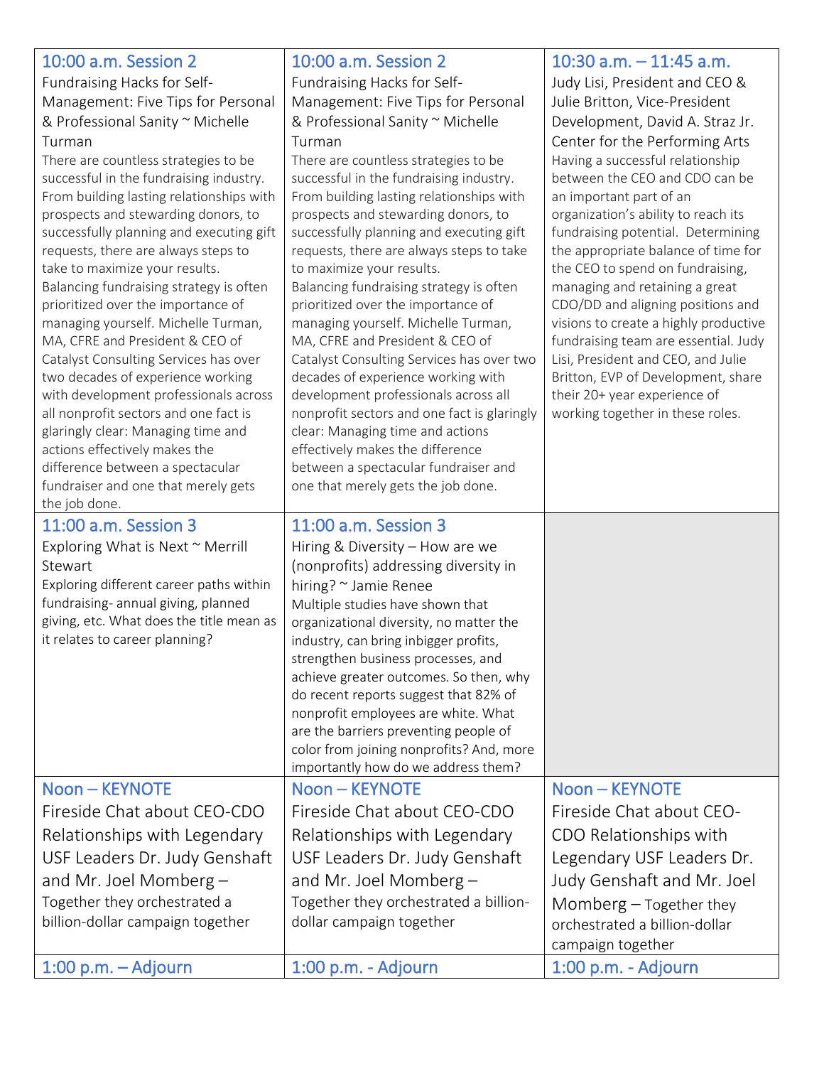| | | |
|---|---|---|
| 10:00 a.m. Session 2<br>Fundraising Hacks for Self-Management: Five Tips for Personal & Professional Sanity ~ Michelle Turman<br>There are countless strategies to be successful in the fundraising industry. From building lasting relationships with prospects and stewarding donors, to successfully planning and executing gift requests, there are always steps to take to maximize your results. Balancing fundraising strategy is often prioritized over the importance of managing yourself. Michelle Turman, MA, CFRE and President & CEO of Catalyst Consulting Services has over two decades of experience working with development professionals across all nonprofit sectors and one fact is glaringly clear: Managing time and actions effectively makes the difference between a spectacular fundraiser and one that merely gets the job done. | 10:00 a.m. Session 2<br>Fundraising Hacks for Self-Management: Five Tips for Personal & Professional Sanity ~ Michelle Turman<br>There are countless strategies to be successful in the fundraising industry. From building lasting relationships with prospects and stewarding donors, to successfully planning and executing gift requests, there are always steps to take to maximize your results. Balancing fundraising strategy is often prioritized over the importance of managing yourself. Michelle Turman, MA, CFRE and President & CEO of Catalyst Consulting Services has over two decades of experience working with development professionals across all nonprofit sectors and one fact is glaringly clear: Managing time and actions effectively makes the difference between a spectacular fundraiser and one that merely gets the job done. | 10:30 a.m. – 11:45 a.m.<br>Judy Lisi, President and CEO & Julie Britton, Vice-President Development, David A. Straz Jr. Center for the Performing Arts<br>Having a successful relationship between the CEO and CDO can be an important part of an organization's ability to reach its fundraising potential. Determining the appropriate balance of time for the CEO to spend on fundraising, managing and retaining a great CDO/DD and aligning positions and visions to create a highly productive fundraising team are essential. Judy Lisi, President and CEO, and Julie Britton, EVP of Development, share their 20+ year experience of working together in these roles. |
| 11:00 a.m. Session 3<br>Exploring What is Next ~ Merrill Stewart<br>Exploring different career paths within fundraising- annual giving, planned giving, etc. What does the title mean as it relates to career planning? | 11:00 a.m. Session 3<br>Hiring & Diversity – How are we (nonprofits) addressing diversity in hiring? ~ Jamie Renee<br>Multiple studies have shown that organizational diversity, no matter the industry, can bring inbigger profits, strengthen business processes, and achieve greater outcomes. So then, why do recent reports suggest that 82% of nonprofit employees are white. What are the barriers preventing people of color from joining nonprofits? And, more importantly how do we address them? | |
| Noon – KEYNOTE<br>Fireside Chat about CEO-CDO Relationships with Legendary USF Leaders Dr. Judy Genshaft and Mr. Joel Momberg – Together they orchestrated a billion-dollar campaign together | Noon – KEYNOTE<br>Fireside Chat about CEO-CDO Relationships with Legendary USF Leaders Dr. Judy Genshaft and Mr. Joel Momberg – Together they orchestrated a billion-dollar campaign together | Noon – KEYNOTE<br>Fireside Chat about CEO-CDO Relationships with Legendary USF Leaders Dr. Judy Genshaft and Mr. Joel Momberg – Together they orchestrated a billion-dollar campaign together |
| 1:00 p.m. – Adjourn | 1:00 p.m. - Adjourn | 1:00 p.m. - Adjourn |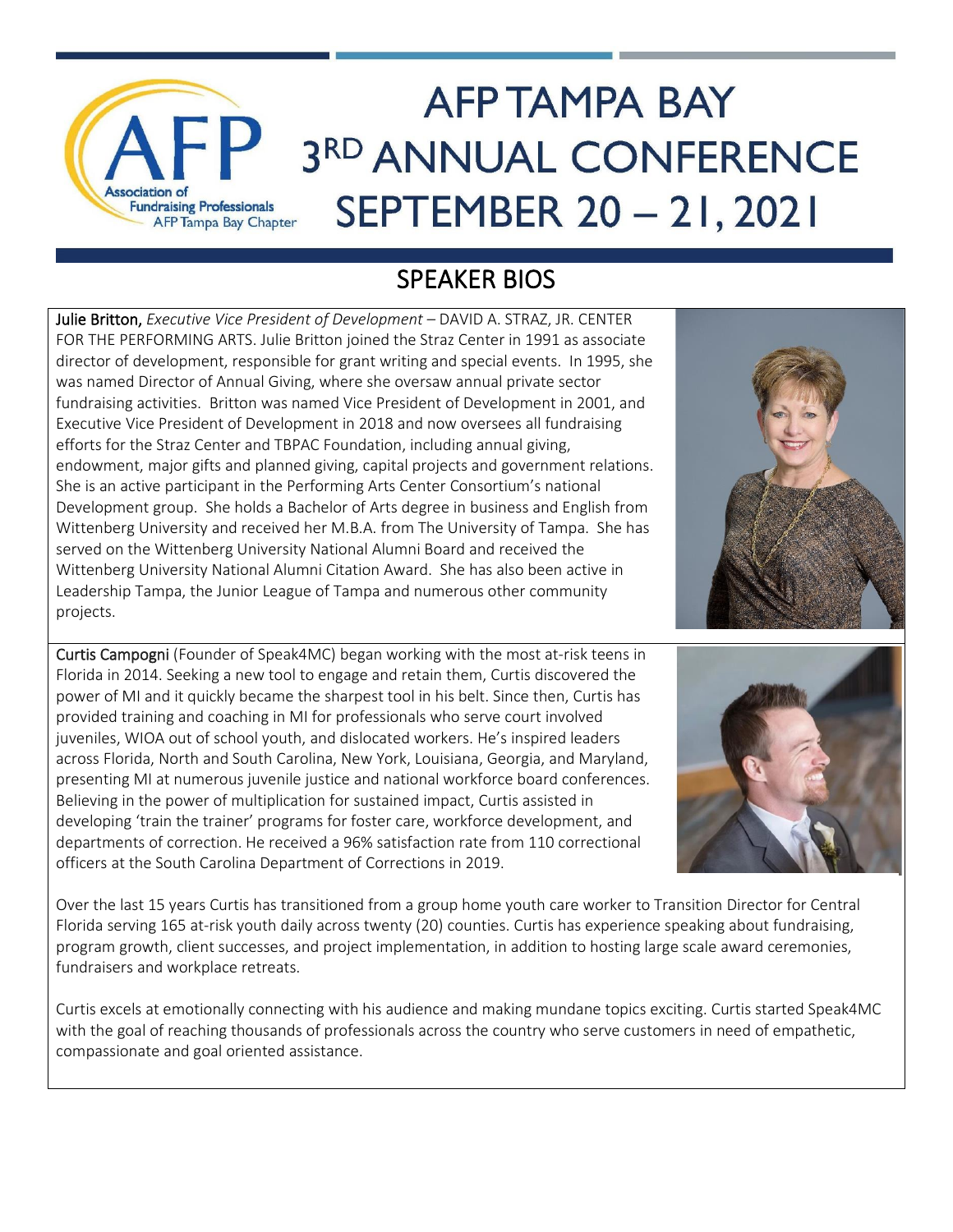# AFP TAMPA BAY 3RD ANNUAL CONFERENCE SEPTEMBER 20 – 21, 2021

## SPEAKER BIOS

**Julie Britton,** *Executive Vice President of Development* – DAVID A. STRAZ, JR. CENTER FOR THE PERFORMING ARTS. Julie Britton joined the Straz Center in 1991 as associate director of development, responsible for grant writing and special events. In 1995, she was named Director of Annual Giving, where she oversaw annual private sector fundraising activities. Britton was named Vice President of Development in 2001, and Executive Vice President of Development in 2018 and now oversees all fundraising efforts for the Straz Center and TBPAC Foundation, including annual giving, endowment, major gifts and planned giving, capital projects and government relations. She is an active participant in the Performing Arts Center Consortium's national Development group. She holds a Bachelor of Arts degree in business and English from Wittenberg University and received her M.B.A. from The University of Tampa. She has served on the Wittenberg University National Alumni Board and received the Wittenberg University National Alumni Citation Award. She has also been active in Leadership Tampa, the Junior League of Tampa and numerous other community projects.

**Curtis Campogni** (Founder of Speak4MC) began working with the most at-risk teens in Florida in 2014. Seeking a new tool to engage and retain them, Curtis discovered the power of MI and it quickly became the sharpest tool in his belt. Since then, Curtis has provided training and coaching in MI for professionals who serve court involved juveniles, WIOA out of school youth, and dislocated workers. He's inspired leaders across Florida, North and South Carolina, New York, Louisiana, Georgia, and Maryland, presenting MI at numerous juvenile justice and national workforce board conferences. Believing in the power of multiplication for sustained impact, Curtis assisted in developing 'train the trainer' programs for foster care, workforce development, and departments of correction. He received a 96% satisfaction rate from 110 correctional officers at the South Carolina Department of Corrections in 2019.

Over the last 15 years Curtis has transitioned from a group home youth care worker to Transition Director for Central Florida serving 165 at-risk youth daily across twenty (20) counties. Curtis has experience speaking about fundraising, program growth, client successes, and project implementation, in addition to hosting large scale award ceremonies, fundraisers and workplace retreats.

Curtis excels at emotionally connecting with his audience and making mundane topics exciting. Curtis started Speak4MC with the goal of reaching thousands of professionals across the country who serve customers in need of empathetic, compassionate and goal oriented assistance.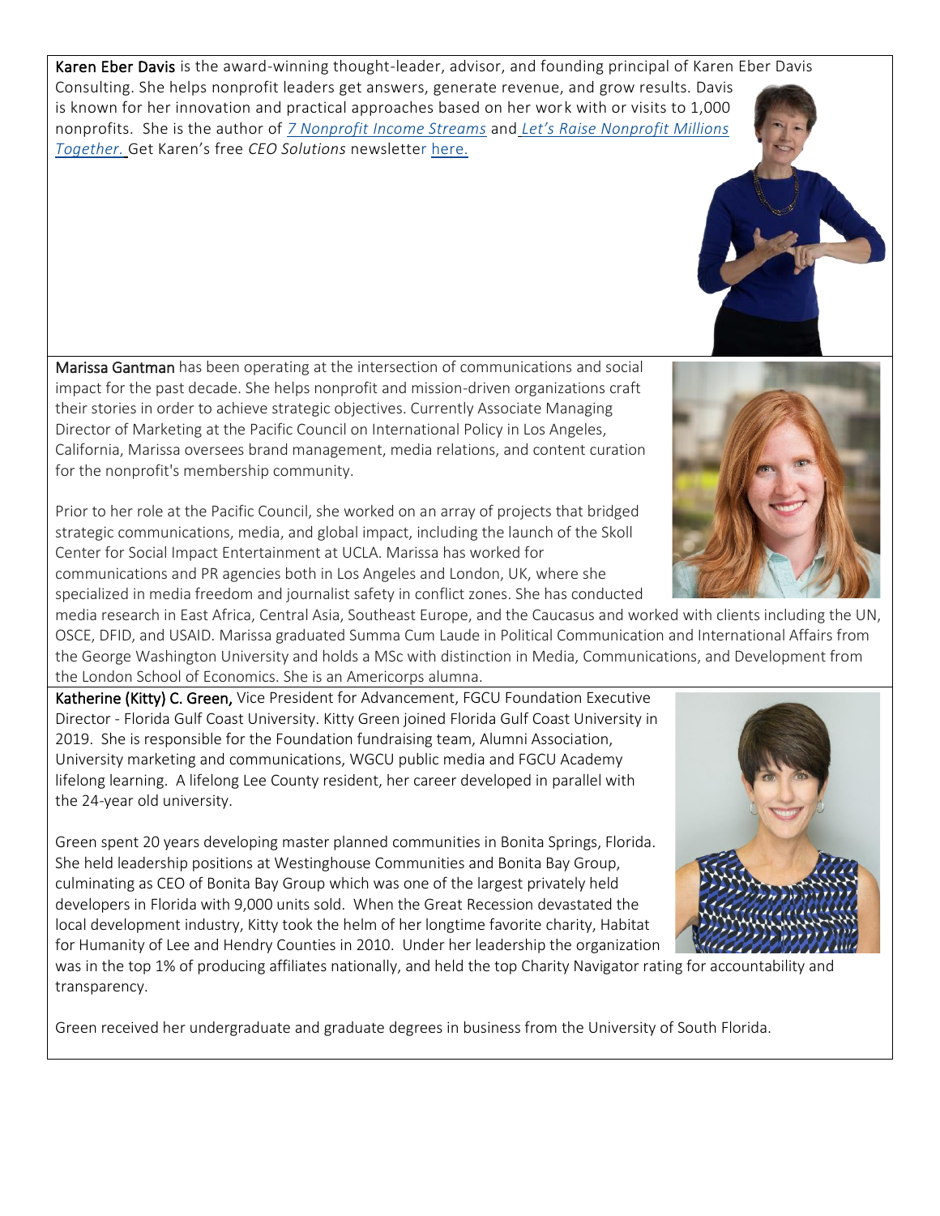**Karen Eber Davis** is the award-winning thought-leader, advisor, and founding principal of Karen Eber Davis Consulting. She helps nonprofit leaders get answers, generate revenue, and grow results. Davis is known for her innovation and practical approaches based on her work with or visits to 1,000 nonprofits. She is the author of *7 Nonprofit Income Streams* and *Let's Raise Nonprofit Millions Together.* Get Karen's free *CEO Solutions* newsletter here.

**Marissa Gantman** has been operating at the intersection of communications and social impact for the past decade. She helps nonprofit and mission-driven organizations craft their stories in order to achieve strategic objectives. Currently Associate Managing Director of Marketing at the Pacific Council on International Policy in Los Angeles, California, Marissa oversees brand management, media relations, and content curation for the nonprofit's membership community.

Prior to her role at the Pacific Council, she worked on an array of projects that bridged strategic communications, media, and global impact, including the launch of the Skoll Center for Social Impact Entertainment at UCLA. Marissa has worked for communications and PR agencies both in Los Angeles and London, UK, where she specialized in media freedom and journalist safety in conflict zones. She has conducted media research in East Africa, Central Asia, Southeast Europe, and the Caucasus and worked with clients including the UN, OSCE, DFID, and USAID. Marissa graduated Summa Cum Laude in Political Communication and International Affairs from the George Washington University and holds a MSc with distinction in Media, Communications, and Development from the London School of Economics. She is an Americorps alumna.

**Katherine (Kitty) C. Green,** Vice President for Advancement, FGCU Foundation Executive Director - Florida Gulf Coast University. Kitty Green joined Florida Gulf Coast University in 2019. She is responsible for the Foundation fundraising team, Alumni Association, University marketing and communications, WGCU public media and FGCU Academy lifelong learning. A lifelong Lee County resident, her career developed in parallel with the 24-year old university.

Green spent 20 years developing master planned communities in Bonita Springs, Florida. She held leadership positions at Westinghouse Communities and Bonita Bay Group, culminating as CEO of Bonita Bay Group which was one of the largest privately held developers in Florida with 9,000 units sold. When the Great Recession devastated the local development industry, Kitty took the helm of her longtime favorite charity, Habitat for Humanity of Lee and Hendry Counties in 2010. Under her leadership the organization was in the top 1% of producing affiliates nationally, and held the top Charity Navigator rating for accountability and transparency.

Green received her undergraduate and graduate degrees in business from the University of South Florida.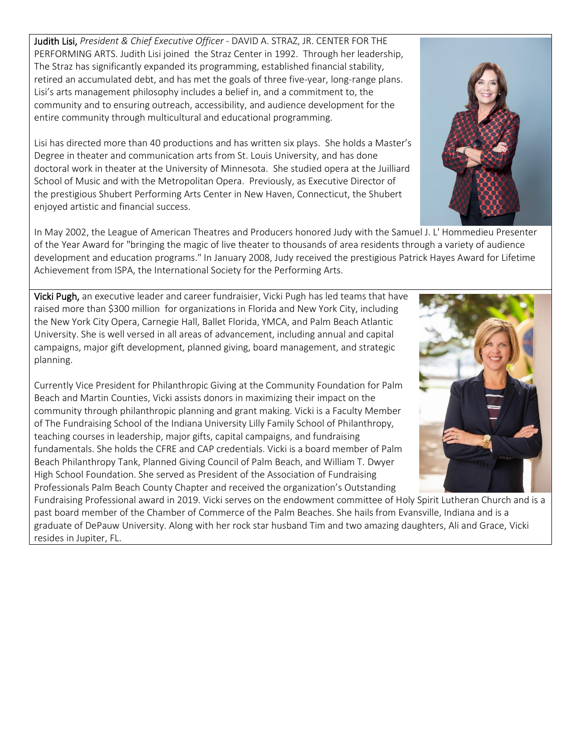**Judith Lisi,** *President & Chief Executive Officer* - DAVID A. STRAZ, JR. CENTER FOR THE PERFORMING ARTS. Judith Lisi joined the Straz Center in 1992. Through her leadership, The Straz has significantly expanded its programming, established financial stability, retired an accumulated debt, and has met the goals of three five-year, long-range plans. Lisi's arts management philosophy includes a belief in, and a commitment to, the community and to ensuring outreach, accessibility, and audience development for the entire community through multicultural and educational programming.

Lisi has directed more than 40 productions and has written six plays. She holds a Master's Degree in theater and communication arts from St. Louis University, and has done doctoral work in theater at the University of Minnesota. She studied opera at the Juilliard School of Music and with the Metropolitan Opera. Previously, as Executive Director of the prestigious Shubert Performing Arts Center in New Haven, Connecticut, the Shubert enjoyed artistic and financial success.

In May 2002, the League of American Theatres and Producers honored Judy with the Samuel J. L' Hommedieu Presenter of the Year Award for "bringing the magic of live theater to thousands of area residents through a variety of audience development and education programs." In January 2008, Judy received the prestigious Patrick Hayes Award for Lifetime Achievement from ISPA, the International Society for the Performing Arts.

**Vicki Pugh,** an executive leader and career fundraisier, Vicki Pugh has led teams that have raised more than $300 million for organizations in Florida and New York City, including the New York City Opera, Carnegie Hall, Ballet Florida, YMCA, and Palm Beach Atlantic University. She is well versed in all areas of advancement, including annual and capital campaigns, major gift development, planned giving, board management, and strategic planning.

Currently Vice President for Philanthropic Giving at the Community Foundation for Palm Beach and Martin Counties, Vicki assists donors in maximizing their impact on the community through philanthropic planning and grant making. Vicki is a Faculty Member of The Fundraising School of the Indiana University Lilly Family School of Philanthropy, teaching courses in leadership, major gifts, capital campaigns, and fundraising fundamentals. She holds the CFRE and CAP credentials. Vicki is a board member of Palm Beach Philanthropy Tank, Planned Giving Council of Palm Beach, and William T. Dwyer High School Foundation. She served as President of the Association of Fundraising Professionals Palm Beach County Chapter and received the organization's Outstanding Fundraising Professional award in 2019. Vicki serves on the endowment committee of Holy Spirit Lutheran Church and is a past board member of the Chamber of Commerce of the Palm Beaches. She hails from Evansville, Indiana and is a graduate of DePauw University. Along with her rock star husband Tim and two amazing daughters, Ali and Grace, Vicki resides in Jupiter, FL.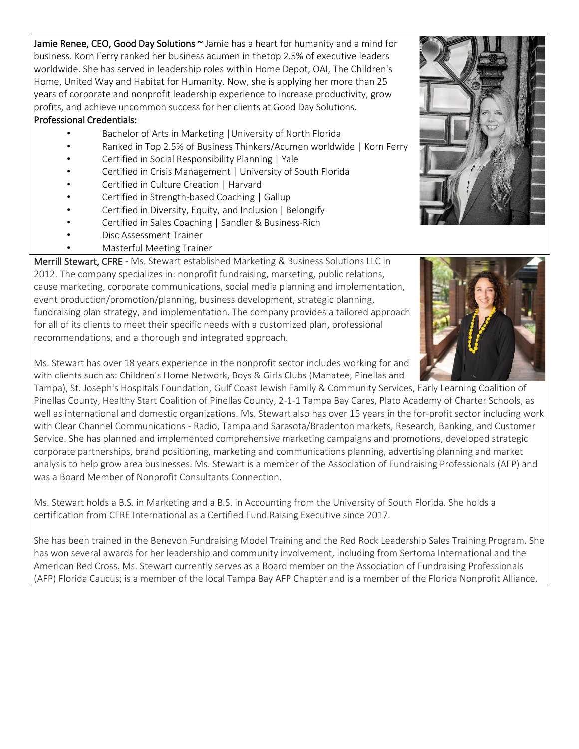**Jamie Renee, CEO, Good Day Solutions** ~ Jamie has a heart for humanity and a mind for business. Korn Ferry ranked her business acumen in thetop 2.5% of executive leaders worldwide. She has served in leadership roles within Home Depot, OAI, The Children's Home, United Way and Habitat for Humanity. Now, she is applying her more than 25 years of corporate and nonprofit leadership experience to increase productivity, grow profits, and achieve uncommon success for her clients at Good Day Solutions.

**Professional Credentials:**

- Bachelor of Arts in Marketing |University of North Florida
- Ranked in Top 2.5% of Business Thinkers/Acumen worldwide | Korn Ferry
- Certified in Social Responsibility Planning | Yale
- Certified in Crisis Management | University of South Florida
- Certified in Culture Creation | Harvard
- Certified in Strength-based Coaching | Gallup
- Certified in Diversity, Equity, and Inclusion | Belongify
- Certified in Sales Coaching | Sandler & Business-Rich
- Disc Assessment Trainer
- Masterful Meeting Trainer

**Merrill Stewart, CFRE** - Ms. Stewart established Marketing & Business Solutions LLC in 2012. The company specializes in: nonprofit fundraising, marketing, public relations, cause marketing, corporate communications, social media planning and implementation, event production/promotion/planning, business development, strategic planning, fundraising plan strategy, and implementation. The company provides a tailored approach for all of its clients to meet their specific needs with a customized plan, professional recommendations, and a thorough and integrated approach.

Ms. Stewart has over 18 years experience in the nonprofit sector includes working for and with clients such as: Children's Home Network, Boys & Girls Clubs (Manatee, Pinellas and Tampa), St. Joseph's Hospitals Foundation, Gulf Coast Jewish Family & Community Services, Early Learning Coalition of Pinellas County, Healthy Start Coalition of Pinellas County, 2-1-1 Tampa Bay Cares, Plato Academy of Charter Schools, as well as international and domestic organizations. Ms. Stewart also has over 15 years in the for-profit sector including work with Clear Channel Communications - Radio, Tampa and Sarasota/Bradenton markets, Research, Banking, and Customer Service. She has planned and implemented comprehensive marketing campaigns and promotions, developed strategic corporate partnerships, brand positioning, marketing and communications planning, advertising planning and market analysis to help grow area businesses. Ms. Stewart is a member of the Association of Fundraising Professionals (AFP) and was a Board Member of Nonprofit Consultants Connection.

Ms. Stewart holds a B.S. in Marketing and a B.S. in Accounting from the University of South Florida. She holds a certification from CFRE International as a Certified Fund Raising Executive since 2017.

She has been trained in the Benevon Fundraising Model Training and the Red Rock Leadership Sales Training Program. She has won several awards for her leadership and community involvement, including from Sertoma International and the American Red Cross. Ms. Stewart currently serves as a Board member on the Association of Fundraising Professionals (AFP) Florida Caucus; is a member of the local Tampa Bay AFP Chapter and is a member of the Florida Nonprofit Alliance.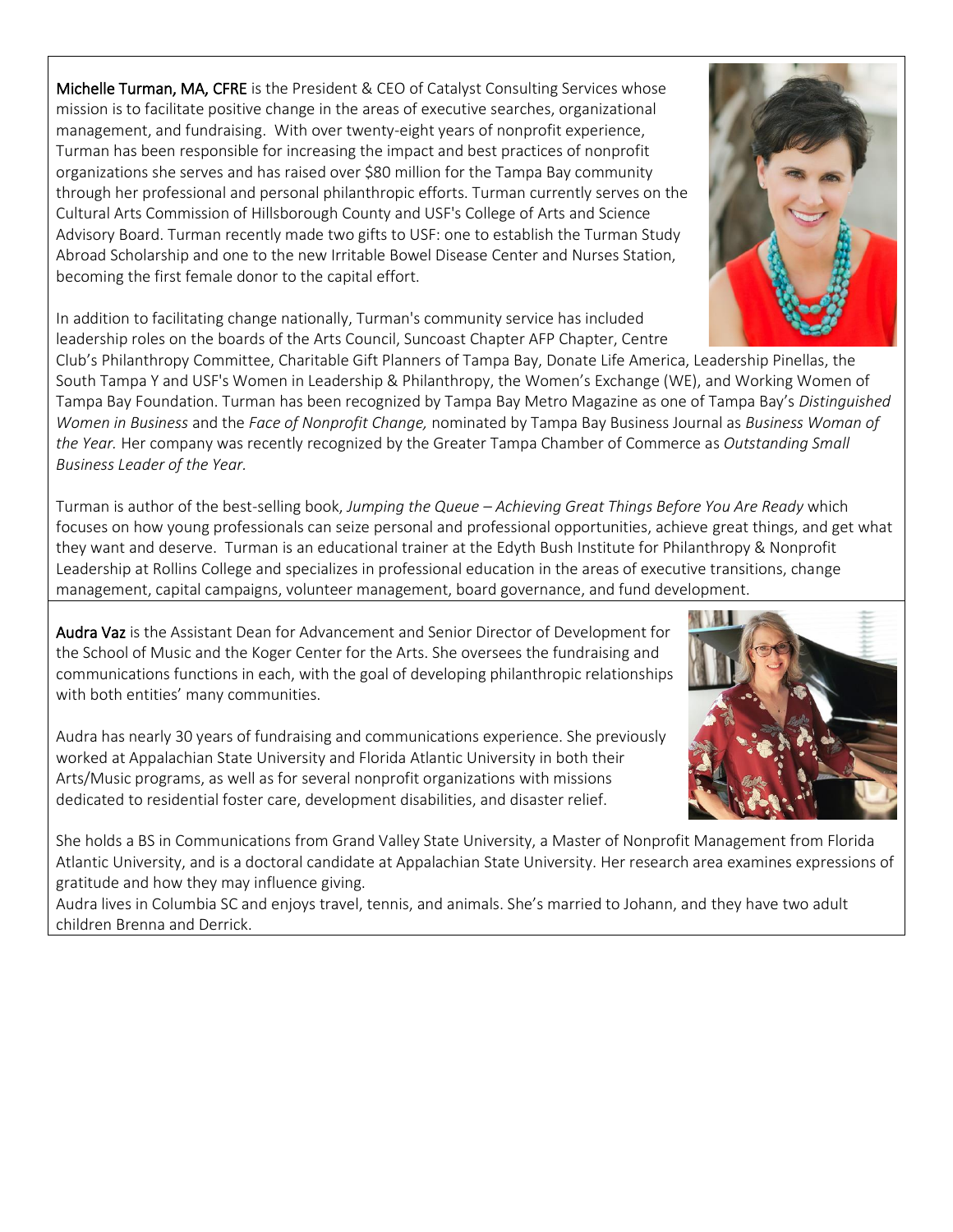**Michelle Turman, MA, CFRE** is the President & CEO of Catalyst Consulting Services whose mission is to facilitate positive change in the areas of executive searches, organizational management, and fundraising. With over twenty-eight years of nonprofit experience, Turman has been responsible for increasing the impact and best practices of nonprofit organizations she serves and has raised over $80 million for the Tampa Bay community through her professional and personal philanthropic efforts. Turman currently serves on the Cultural Arts Commission of Hillsborough County and USF's College of Arts and Science Advisory Board. Turman recently made two gifts to USF: one to establish the Turman Study Abroad Scholarship and one to the new Irritable Bowel Disease Center and Nurses Station, becoming the first female donor to the capital effort.

In addition to facilitating change nationally, Turman's community service has included leadership roles on the boards of the Arts Council, Suncoast Chapter AFP Chapter, Centre Club's Philanthropy Committee, Charitable Gift Planners of Tampa Bay, Donate Life America, Leadership Pinellas, the South Tampa Y and USF's Women in Leadership & Philanthropy, the Women's Exchange (WE), and Working Women of Tampa Bay Foundation. Turman has been recognized by Tampa Bay Metro Magazine as one of Tampa Bay's *Distinguished Women in Business* and the *Face of Nonprofit Change,* nominated by Tampa Bay Business Journal as *Business Woman of the Year.* Her company was recently recognized by the Greater Tampa Chamber of Commerce as *Outstanding Small Business Leader of the Year.*

Turman is author of the best-selling book, *Jumping the Queue – Achieving Great Things Before You Are Ready* which focuses on how young professionals can seize personal and professional opportunities, achieve great things, and get what they want and deserve. Turman is an educational trainer at the Edyth Bush Institute for Philanthropy & Nonprofit Leadership at Rollins College and specializes in professional education in the areas of executive transitions, change management, capital campaigns, volunteer management, board governance, and fund development.

**Audra Vaz** is the Assistant Dean for Advancement and Senior Director of Development for the School of Music and the Koger Center for the Arts. She oversees the fundraising and communications functions in each, with the goal of developing philanthropic relationships with both entities' many communities.

Audra has nearly 30 years of fundraising and communications experience. She previously worked at Appalachian State University and Florida Atlantic University in both their Arts/Music programs, as well as for several nonprofit organizations with missions dedicated to residential foster care, development disabilities, and disaster relief.

She holds a BS in Communications from Grand Valley State University, a Master of Nonprofit Management from Florida Atlantic University, and is a doctoral candidate at Appalachian State University. Her research area examines expressions of gratitude and how they may influence giving.

Audra lives in Columbia SC and enjoys travel, tennis, and animals. She's married to Johann, and they have two adult children Brenna and Derrick.